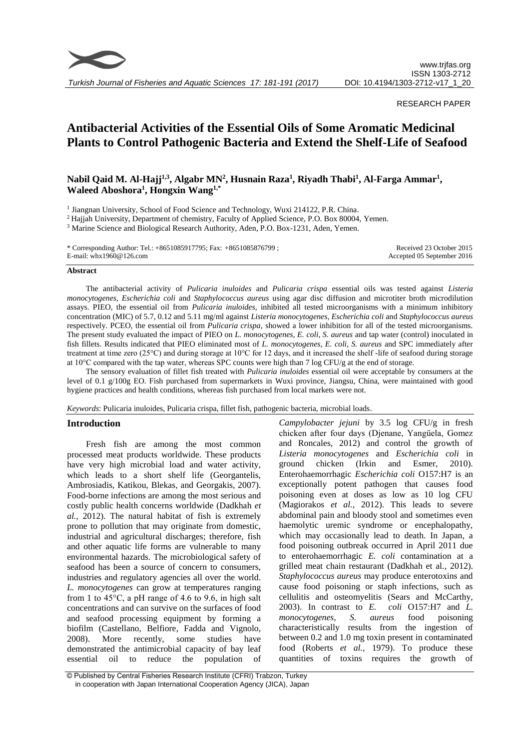RESEARCH PAPER

# Antibacterial Activities of the Essential Oils of Some Aromatic Medicinal Plants to Control Pathogenic Bacteria and Extend the Shelf-Life of Seafood

**Nabil Qaid M. Al-Hajj[1,3], Algabr MN[2], Husnain Raza[1], Riyadh Thabi[1], Al-Farga Ammar[1], Waleed Aboshora[1], Hongxin Wang[1,*]**

[1] Jiangnan University, School of Food Science and Technology, Wuxi 214122, P.R. China.
[2] Hajjah University, Department of chemistry, Faculty of Applied Science, P.O. Box 80004, Yemen.
[3] Marine Science and Biological Research Authority, Aden, P.O. Box-1231, Aden, Yemen.

\* Corresponding Author: Tel.: +8651085917795; Fax: +8651085876799 ;
E-mail: whx1960@126.com

Received 23 October 2015
Accepted 05 September 2016

### Abstract

The antibacterial activity of *Pulicaria inuloides* and *Pulicaria crispa* essential oils was tested against *Listeria monocytogenes*, *Escherichia coli* and *Staphylococcus aureus* using agar disc diffusion and microtiter broth microdilution assays. PIEO, the essential oil from *Pulicaria inuloides*, inhibited all tested microorganisms with a minimum inhibitory concentration (MIC) of 5.7, 0.12 and 5.11 mg/ml against *Listeria monocytogenes*, *Escherichia coli* and *Staphylococcus aureus* respectively. PCEO, the essential oil from *Pulicaria crispa*, showed a lower inhibition for all of the tested microorganisms. The present study evaluated the impact of PIEO on *L. monocytogenes*, *E. coli*, *S. aureus* and tap water (control) inoculated in fish fillets. Results indicated that PIEO eliminated most of *L. monocytogenes*, *E. coli*, *S. aureus* and SPC immediately after treatment at time zero (25°C) and during storage at 10°C for 12 days, and it increased the shelf -life of seafood during storage at 10°C compared with the tap water, whereas SPC counts were high than 7 log CFU/g at the end of storage.

The sensory evaluation of fillet fish treated with *Pulicaria inuloides* essential oil were acceptable by consumers at the level of 0.1 g/100g EO. Fish purchased from supermarkets in Wuxi province, Jiangsu, China, were maintained with good hygiene practices and health conditions, whereas fish purchased from local markets were not.

*Keywords*: Pulicaria inuloides, Pulicaria crispa, fillet fish, pathogenic bacteria, microbial loads.

## Introduction

Fresh fish are among the most common processed meat products worldwide. These products have very high microbial load and water activity, which leads to a short shelf life (Georgantelis, Ambrosiadis, Katikou, Blekas, and Georgakis, 2007). Food-borne infections are among the most serious and costly public health concerns worldwide (Dadkhah *et al.,* 2012). The natural habitat of fish is extremely prone to pollution that may originate from domestic, industrial and agricultural discharges; therefore, fish and other aquatic life forms are vulnerable to many environmental hazards. The microbiological safety of seafood has been a source of concern to consumers, industries and regulatory agencies all over the world. *L. monocytogenes* can grow at temperatures ranging from 1 to 45°C, a pH range of 4.6 to 9.6, in high salt concentrations and can survive on the surfaces of food and seafood processing equipment by forming a biofilm (Castellano, Belfiore, Fadda and Vignolo, 2008). More recently, some studies have demonstrated the antimicrobial capacity of bay leaf essential oil to reduce the population of *Campylobacter jejuni* by 3.5 log CFU/g in fresh chicken after four days (Djenane, Yangüela, Gomez and Roncales, 2012) and control the growth of *Listeria monocytogenes* and *Escherichia coli* in ground chicken (Irkin and Esmer, 2010). Enterohaemorrhagic *Escherichia coli* O157:H7 is an exceptionally potent pathogen that causes food poisoning even at doses as low as 10 log CFU (Magiorakos *et al.,* 2012). This leads to severe abdominal pain and bloody stool and sometimes even haemolytic uremic syndrome or encephalopathy, which may occasionally lead to death. In Japan, a food poisoning outbreak occurred in April 2011 due to enterohaemorrhagic *E. coli* contamination at a grilled meat chain restaurant (Dadkhah et al., 2012). *Staphylococcus aureus* may produce enterotoxins and cause food poisoning or staph infections, such as cellulitis and osteomyelitis (Sears and McCarthy, 2003). In contrast to *E. coli* O157:H7 and *L. monocytogenes*, *S. aureus* food poisoning characteristically results from the ingestion of between 0.2 and 1.0 mg toxin present in contaminated food (Roberts *et al.,* 1979). To produce these quantities of toxins requires the growth of

© Published by Central Fisheries Research Institute (CFRI) Trabzon, Turkey in cooperation with Japan International Cooperation Agency (JICA), Japan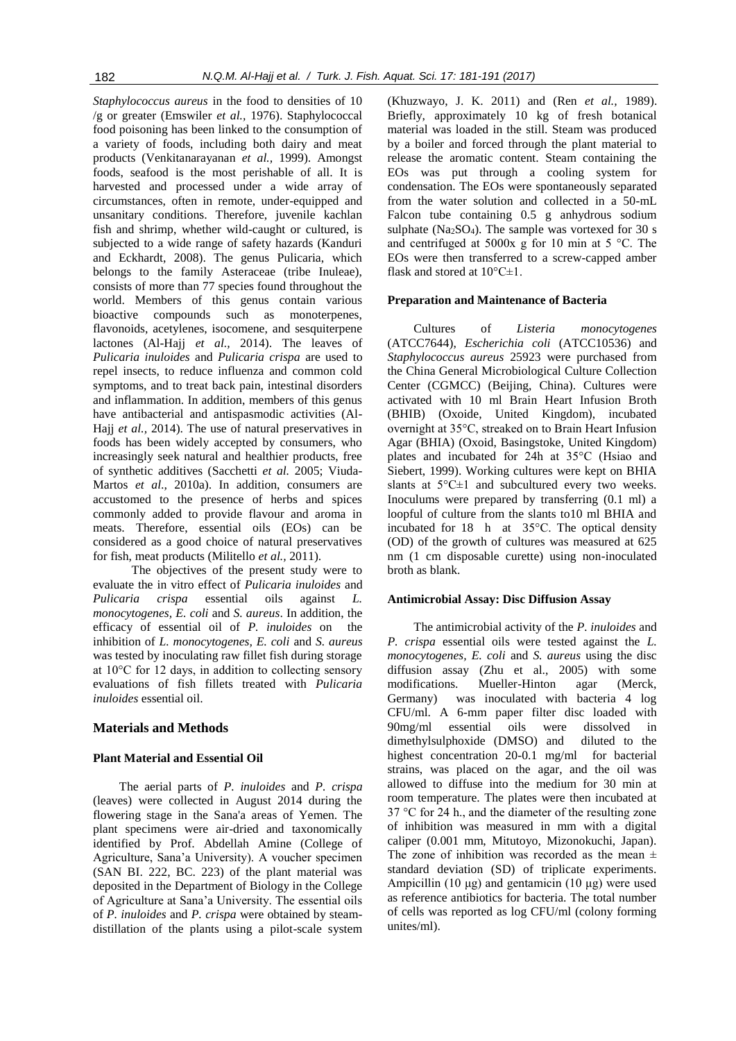*Staphylococcus aureus* in the food to densities of 10 /g or greater (Emswiler *et al.,* 1976). Staphylococcal food poisoning has been linked to the consumption of a variety of foods, including both dairy and meat products (Venkitanarayanan *et al.,* 1999). Amongst foods, seafood is the most perishable of all. It is harvested and processed under a wide array of circumstances, often in remote, under-equipped and unsanitary conditions. Therefore, juvenile kachlan fish and shrimp, whether wild-caught or cultured, is subjected to a wide range of safety hazards (Kanduri and Eckhardt, 2008). The genus Pulicaria, which belongs to the family Asteraceae (tribe Inuleae), consists of more than 77 species found throughout the world. Members of this genus contain various bioactive compounds such as monoterpenes, flavonoids, acetylenes, isocomene, and sesquiterpene lactones (Al-Hajj *et al.,* 2014). The leaves of *Pulicaria inuloides* and *Pulicaria crispa* are used to repel insects, to reduce influenza and common cold symptoms, and to treat back pain, intestinal disorders and inflammation. In addition, members of this genus have antibacterial and antispasmodic activities (Al-Hajj *et al.,* 2014). The use of natural preservatives in foods has been widely accepted by consumers, who increasingly seek natural and healthier products, free of synthetic additives (Sacchetti *et al.* 2005; Viuda-Martos *et al*., 2010a). In addition, consumers are accustomed to the presence of herbs and spices commonly added to provide flavour and aroma in meats. Therefore, essential oils (EOs) can be considered as a good choice of natural preservatives for fish, meat products (Militello *et al.,* 2011).

The objectives of the present study were to evaluate the in vitro effect of *Pulicaria inuloides* and *Pulicaria crispa* essential oils against *L. monocytogenes, E. coli* and *S. aureus*. In addition, the efficacy of essential oil of *P. inuloides* on the inhibition of *L. monocytogenes, E. coli* and *S. aureus* was tested by inoculating raw fillet fish during storage at 10°C for 12 days, in addition to collecting sensory evaluations of fish fillets treated with *Pulicaria inuloides* essential oil.

## Materials and Methods

### Plant Material and Essential Oil

The aerial parts of *P. inuloides* and *P. crispa* (leaves) were collected in August 2014 during the flowering stage in the Sana'a areas of Yemen. The plant specimens were air-dried and taxonomically identified by Prof. Abdellah Amine (College of Agriculture, Sana'a University). A voucher specimen (SAN BI. 222, BC. 223) of the plant material was deposited in the Department of Biology in the College of Agriculture at Sana'a University. The essential oils of *P. inuloides* and *P. crispa* were obtained by steam-distillation of the plants using a pilot-scale system (Khuzwayo, J. K. 2011) and (Ren *et al.,* 1989). Briefly, approximately 10 kg of fresh botanical material was loaded in the still. Steam was produced by a boiler and forced through the plant material to release the aromatic content. Steam containing the EOs was put through a cooling system for condensation. The EOs were spontaneously separated from the water solution and collected in a 50-mL Falcon tube containing 0.5 g anhydrous sodium sulphate ($Na_2SO_4$). The sample was vortexed for 30 s and centrifuged at 5000x g for 10 min at 5 °C. The EOs were then transferred to a screw-capped amber flask and stored at 10°C±1.

### Preparation and Maintenance of Bacteria

Cultures of *Listeria monocytogenes* (ATCC7644), *Escherichia coli* (ATCC10536) and *Staphylococcus aureus* 25923 were purchased from the China General Microbiological Culture Collection Center (CGMCC) (Beijing, China). Cultures were activated with 10 ml Brain Heart Infusion Broth (BHIB) (Oxoide, United Kingdom), incubated overnight at 35°C, streaked on to Brain Heart Infusion Agar (BHIA) (Oxoid, Basingstoke, United Kingdom) plates and incubated for 24h at 35°C (Hsiao and Siebert, 1999). Working cultures were kept on BHIA slants at 5°C±1 and subcultured every two weeks. Inoculums were prepared by transferring (0.1 ml) a loopful of culture from the slants to10 ml BHIA and incubated for 18 h at 35°C. The optical density (OD) of the growth of cultures was measured at 625 nm (1 cm disposable curette) using non-inoculated broth as blank.

### Antimicrobial Assay: Disc Diffusion Assay

The antimicrobial activity of the *P. inuloides* and *P. crispa* essential oils were tested against the *L. monocytogenes, E. coli* and *S. aureus* using the disc diffusion assay (Zhu et al., 2005) with some modifications. Mueller-Hinton agar (Merck, Germany) was inoculated with bacteria 4 log CFU/ml. A 6-mm paper filter disc loaded with 90mg/ml essential oils were dissolved in dimethylsulphoxide (DMSO) and diluted to the highest concentration 20-0.1 mg/ml for bacterial strains, was placed on the agar, and the oil was allowed to diffuse into the medium for 30 min at room temperature. The plates were then incubated at 37 °C for 24 h., and the diameter of the resulting zone of inhibition was measured in mm with a digital caliper (0.001 mm, Mitutoyo, Mizonokuchi, Japan). The zone of inhibition was recorded as the mean ± standard deviation (SD) of triplicate experiments. Ampicillin (10 μg) and gentamicin (10 μg) were used as reference antibiotics for bacteria. The total number of cells was reported as log CFU/ml (colony forming unites/ml).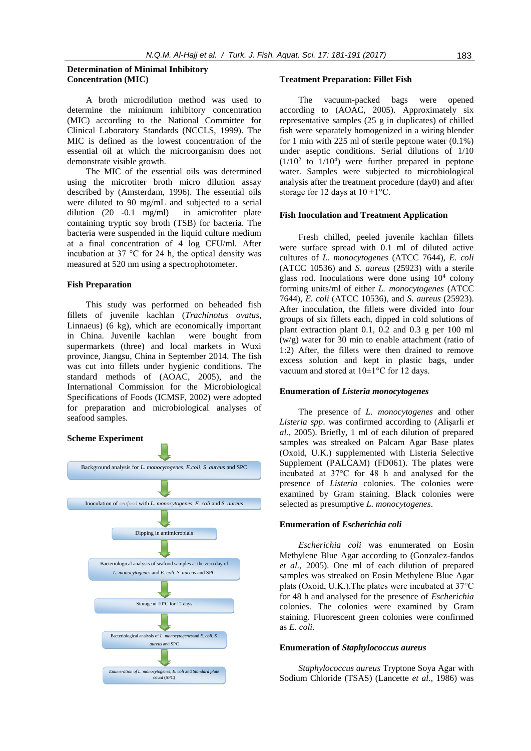### Determination of Minimal Inhibitory Concentration (MIC)

A broth microdilution method was used to determine the minimum inhibitory concentration (MIC) according to the National Committee for Clinical Laboratory Standards (NCCLS, 1999). The MIC is defined as the lowest concentration of the essential oil at which the microorganism does not demonstrate visible growth.

The MIC of the essential oils was determined using the microtiter broth micro dilution assay described by (Amsterdam, 1996). The essential oils were diluted to 90 mg/mL and subjected to a serial dilution (20 -0.1 mg/ml) in amicrotiter plate containing tryptic soy broth (TSB) for bacteria. The bacteria were suspended in the liquid culture medium at a final concentration of 4 log CFU/ml. After incubation at 37 °C for 24 h, the optical density was measured at 520 nm using a spectrophotometer.

### Fish Preparation

This study was performed on beheaded fish fillets of juvenile kachlan (*Trachinotus ovatus*, Linnaeus) (6 kg), which are economically important in China. Juvenile kachlan were bought from supermarkets (three) and local markets in Wuxi province, Jiangsu, China in September 2014. The fish was cut into fillets under hygienic conditions. The standard methods of (AOAC, 2005), and the International Commission for the Microbiological Specifications of Foods (ICMSF, 2002) were adopted for preparation and microbiological analyses of seafood samples.

### Scheme Experiment

Background analysis for *L. monocytogenes, E.coli, S .aureus* and SPC

↓

Inoculation of *seafood* with *L. monocytogenes, E. coli* and *S. aureus*

↓

Dipping in antimicrobials

↓

Bacteriological analysis of seafood samples at the zero day of *L. monocytogenes* and *E. coli, S. aureus* and SPC

↓

Storage at 10°C for 12 days

↓

Bacteriological analysis of *L. monocytogenes*and *E. coli, S. aureus* and SPC

↓

*Enumeration of L. monocytogenes, E. coli* and *Standard plate* count (SPC)

### Treatment Preparation: Fillet Fish

The vacuum-packed bags were opened according to (AOAC, 2005). Approximately six representative samples (25 g in duplicates) of chilled fish were separately homogenized in a wiring blender for 1 min with 225 ml of sterile peptone water (0.1%) under aseptic conditions. Serial dilutions of 1/10 ($1/10^2$ to $1/10^4$) were further prepared in peptone water. Samples were subjected to microbiological analysis after the treatment procedure (day0) and after storage for 12 days at 10 ±1°C.

### Fish Inoculation and Treatment Application

Fresh chilled, peeled juvenile kachlan fillets were surface spread with 0.1 ml of diluted active cultures of *L. monocytogenes* (ATCC 7644), *E. coli* (ATCC 10536) and *S. aureus* (25923) with a sterile glass rod. Inoculations were done using $10^4$ colony forming units/ml of either *L. monocytogenes* (ATCC 7644), *E. coli* (ATCC 10536), and *S. aureus* (25923). After inoculation, the fillets were divided into four groups of six fillets each, dipped in cold solutions of plant extraction plant 0.1, 0.2 and 0.3 g per 100 ml (w/g) water for 30 min to enable attachment (ratio of 1:2) After, the fillets were then drained to remove excess solution and kept in plastic bags, under vacuum and stored at 10±1°C for 12 days.

### Enumeration of *Listeria monocytogenes*

The presence of *L. monocytogenes* and other *Listeria spp*. was confirmed according to (Alişarli *et al.,* 2005). Briefly, 1 ml of each dilution of prepared samples was streaked on Palcam Agar Base plates (Oxoid, U.K.) supplemented with Listeria Selective Supplement (PALCAM) (FD061). The plates were incubated at 37°C for 48 h and analysed for the presence of *Listeria* colonies. The colonies were examined by Gram staining. Black colonies were selected as presumptive *L. monocytogenes*.

### Enumeration of *Escherichia coli*

*Escherichia coli* was enumerated on Eosin Methylene Blue Agar according to (Gonzalez-fandos *et al.,* 2005). One ml of each dilution of prepared samples was streaked on Eosin Methylene Blue Agar plats (Oxoid, U.K.).The plates were incubated at 37°C for 48 h and analysed for the presence of *Escherichia* colonies. The colonies were examined by Gram staining. Fluorescent green colonies were confirmed as *E. coli.*

### Enumeration of *Staphylococcus aureus*

*Staphylococcus aureus* Tryptone Soya Agar with Sodium Chloride (TSAS) (Lancette *et al.,* 1986) was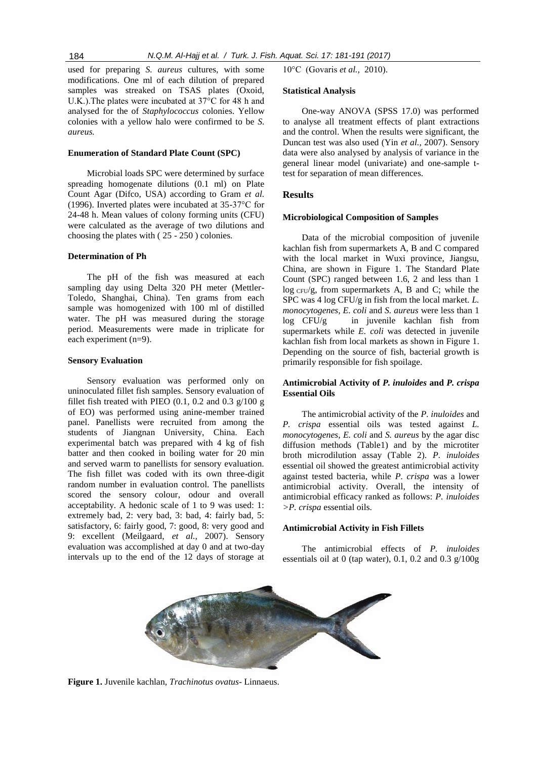used for preparing *S. aureus* cultures, with some modifications. One ml of each dilution of prepared samples was streaked on TSAS plates (Oxoid, U.K.).The plates were incubated at 37°C for 48 h and analysed for the of *Staphylococcus* colonies. Yellow colonies with a yellow halo were confirmed to be *S. aureus.*

#### Enumeration of Standard Plate Count (SPC)

Microbial loads SPC were determined by surface spreading homogenate dilutions (0.1 ml) on Plate Count Agar (Difco, USA) according to Gram *et al.* (1996). Inverted plates were incubated at 35-37°C for 24-48 h. Mean values of colony forming units (CFU) were calculated as the average of two dilutions and choosing the plates with ( 25 - 250 ) colonies.

#### Determination of Ph

The pH of the fish was measured at each sampling day using Delta 320 PH meter (Mettler-Toledo, Shanghai, China). Ten grams from each sample was homogenized with 100 ml of distilled water. The pH was measured during the storage period. Measurements were made in triplicate for each experiment (n=9).

#### Sensory Evaluation

Sensory evaluation was performed only on uninoculated fillet fish samples. Sensory evaluation of fillet fish treated with PIEO (0.1, 0.2 and 0.3 g/100 g of EO) was performed using anine-member trained panel. Panellists were recruited from among the students of Jiangnan University, China. Each experimental batch was prepared with 4 kg of fish batter and then cooked in boiling water for 20 min and served warm to panellists for sensory evaluation. The fish fillet was coded with its own three-digit random number in evaluation control. The panellists scored the sensory colour, odour and overall acceptability. A hedonic scale of 1 to 9 was used: 1: extremely bad, 2: very bad, 3: bad, 4: fairly bad, 5: satisfactory, 6: fairly good, 7: good, 8: very good and 9: excellent (Meilgaard, *et al.,* 2007). Sensory evaluation was accomplished at day 0 and at two-day intervals up to the end of the 12 days of storage at 10°C (Govaris *et al.,* 2010).

#### Statistical Analysis

One-way ANOVA (SPSS 17.0) was performed to analyse all treatment effects of plant extractions and the control. When the results were significant, the Duncan test was also used (Yin *et al.,* 2007). Sensory data were also analysed by analysis of variance in the general linear model (univariate) and one-sample t-test for separation of mean differences.

## Results

#### Microbiological Composition of Samples

Data of the microbial composition of juvenile kachlan fish from supermarkets A, B and C compared with the local market in Wuxi province, Jiangsu, China, are shown in Figure 1. The Standard Plate Count (SPC) ranged between 1.6, 2 and less than 1 log $_{CFU}$/g, from supermarkets A, B and C; while the SPC was 4 log CFU/g in fish from the local market. *L. monocytogenes, E. coli* and *S. aureus* were less than 1 log CFU/g in juvenile kachlan fish from supermarkets while *E. coli* was detected in juvenile kachlan fish from local markets as shown in Figure 1. Depending on the source of fish, bacterial growth is primarily responsible for fish spoilage.

#### Antimicrobial Activity of *P. inuloides* and *P. crispa* Essential Oils

The antimicrobial activity of the *P. inuloides* and *P. crispa* essential oils was tested against *L. monocytogenes*, *E. coli* and *S. aureus* by the agar disc diffusion methods (Table1) and by the microtiter broth microdilution assay (Table 2). *P. inuloides* essential oil showed the greatest antimicrobial activity against tested bacteria, while *P. crispa* was a lower antimicrobial activity. Overall, the intensity of antimicrobial efficacy ranked as follows: *P. inuloides* >*P. crispa* essential oils.

#### Antimicrobial Activity in Fish Fillets

The antimicrobial effects of *P. inuloides* essentials oil at 0 (tap water), 0.1, 0.2 and 0.3 g/100g

**Figure 1.** Juvenile kachlan, *Trachinotus ovatus*- Linnaeus.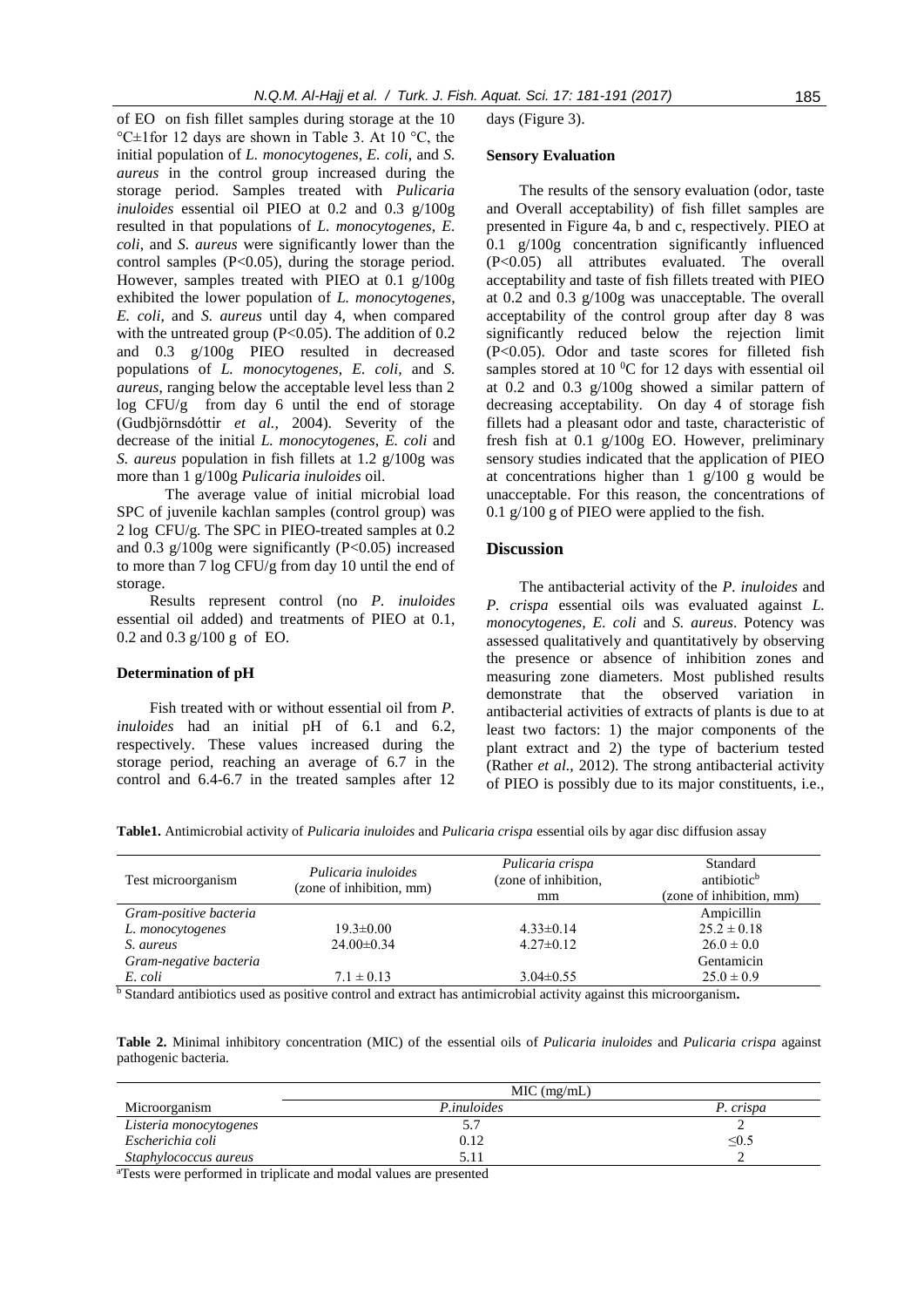of EO on fish fillet samples during storage at the 10 °C±1for 12 days are shown in Table 3. At 10 °C, the initial population of *L. monocytogenes*, *E. coli*, and *S. aureus* in the control group increased during the storage period. Samples treated with *Pulicaria inuloides* essential oil PIEO at 0.2 and 0.3 g/100g resulted in that populations of *L. monocytogenes*, *E. coli*, and *S. aureus* were significantly lower than the control samples (P<0.05), during the storage period. However, samples treated with PIEO at 0.1 g/100g exhibited the lower population of *L. monocytogenes*, *E. coli*, and *S. aureus* until day 4, when compared with the untreated group (P<0.05). The addition of 0.2 and 0.3 g/100g PIEO resulted in decreased populations of *L. monocytogenes*, *E. coli*, and *S. aureus*, ranging below the acceptable level less than 2 log CFU/g from day 6 until the end of storage (Gudbjörnsdóttir *et al.*, 2004). Severity of the decrease of the initial *L. monocytogenes*, *E. coli* and *S. aureus* population in fish fillets at 1.2 g/100g was more than 1 g/100g *Pulicaria inuloides* oil.

The average value of initial microbial load SPC of juvenile kachlan samples (control group) was 2 log CFU/g. The SPC in PIEO-treated samples at 0.2 and 0.3 g/100g were significantly (P<0.05) increased to more than 7 log CFU/g from day 10 until the end of storage.

Results represent control (no *P. inuloides* essential oil added) and treatments of PIEO at 0.1, 0.2 and 0.3 g/100 g of EO.

### Determination of pH

Fish treated with or without essential oil from *P. inuloides* had an initial pH of 6.1 and 6.2, respectively. These values increased during the storage period, reaching an average of 6.7 in the control and 6.4-6.7 in the treated samples after 12 days (Figure 3).

### Sensory Evaluation

The results of the sensory evaluation (odor, taste and Overall acceptability) of fish fillet samples are presented in Figure 4a, b and c, respectively. PIEO at 0.1 g/100g concentration significantly influenced (P<0.05) all attributes evaluated. The overall acceptability and taste of fish fillets treated with PIEO at 0.2 and 0.3 g/100g was unacceptable. The overall acceptability of the control group after day 8 was significantly reduced below the rejection limit (P<0.05). Odor and taste scores for filleted fish samples stored at 10 $^{0}$C for 12 days with essential oil at 0.2 and 0.3 g/100g showed a similar pattern of decreasing acceptability. On day 4 of storage fish fillets had a pleasant odor and taste, characteristic of fresh fish at 0.1 g/100g EO. However, preliminary sensory studies indicated that the application of PIEO at concentrations higher than 1 g/100 g would be unacceptable. For this reason, the concentrations of 0.1 g/100 g of PIEO were applied to the fish.

## Discussion

The antibacterial activity of the *P. inuloides* and *P. crispa* essential oils was evaluated against *L. monocytogenes, E. coli* and *S. aureus*. Potency was assessed qualitatively and quantitatively by observing the presence or absence of inhibition zones and measuring zone diameters. Most published results demonstrate that the observed variation in antibacterial activities of extracts of plants is due to at least two factors: 1) the major components of the plant extract and 2) the type of bacterium tested (Rather *et al.*, 2012). The strong antibacterial activity of PIEO is possibly due to its major constituents, i.e.,

**Table1.** Antimicrobial activity of *Pulicaria inuloides* and *Pulicaria crispa* essential oils by agar disc diffusion assay

| Test microorganism | *Pulicaria inuloides* (zone of inhibition, mm) | *Pulicaria crispa* (zone of inhibition, mm | Standard antibiotic[b] (zone of inhibition, mm) |
|---|---|---|---|
| *Gram-positive bacteria* | | | Ampicillin |
| *L. monocytogenes* | 19.3±0.00 | 4.33±0.14 | 25.2 ± 0.18 |
| *S. aureus* | 24.00±0.34 | 4.27±0.12 | 26.0 ± 0.0 |
| *Gram-negative bacteria* | | | Gentamicin |
| *E. coli* | 7.1 ± 0.13 | 3.04±0.55 | 25.0 ± 0.9 |

[b] Standard antibiotics used as positive control and extract has antimicrobial activity against this microorganism**.**

**Table 2.** Minimal inhibitory concentration (MIC) of the essential oils of *Pulicaria inuloides* and *Pulicaria crispa* against pathogenic bacteria.

| Microorganism | MIC (mg/mL) *P.inuloides* | *P. crispa* |
|---|---|---|
| *Listeria monocytogenes* | 5.7 | 2 |
| *Escherichia coli* | 0.12 | ≤0.5 |
| *Staphylococcus aureus* | 5.11 | 2 |

[a]Tests were performed in triplicate and modal values are presented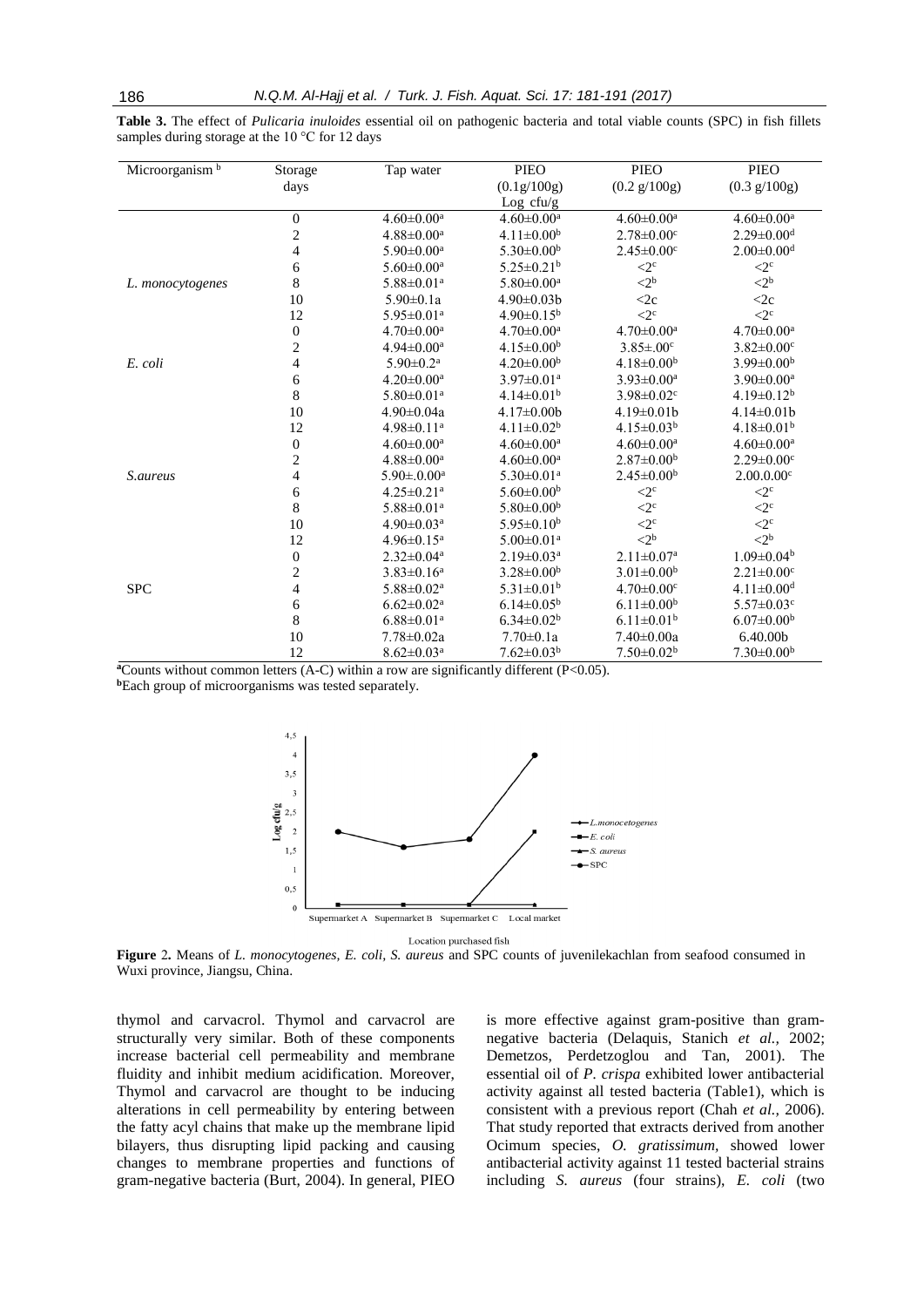**Table 3.** The effect of *Pulicaria inuloides* essential oil on pathogenic bacteria and total viable counts (SPC) in fish fillets samples during storage at the 10 °C for 12 days

| Microorganism [b] | Storage days | Tap water | PIEO (0.1g/100g) | PIEO (0.2 g/100g) | PIEO (0.3 g/100g) |
|---|---|---|---|---|---|
| | | | Log cfu/g | | |
| *L. monocytogenes* | 0 | $4.60±0.00^a$ | $4.60±0.00^a$ | $4.60±0.00^a$ | $4.60±0.00^a$ |
| | 2 | $4.88±0.00^a$ | $4.11±0.00^b$ | $2.78±0.00^c$ | $2.29±0.00^d$ |
| | 4 | $5.90±0.00^a$ | $5.30±0.00^b$ | $2.45±0.00^c$ | $2.00±0.00^d$ |
| | 6 | $5.60±0.00^a$ | $5.25±0.21^b$ | $<2^c$ | $<2^c$ |
| | 8 | $5.88±0.01^a$ | $5.80±0.00^a$ | $<2^b$ | $<2^b$ |
| | 10 | 5.90±0.1a | 4.90±0.03b | <2c | <2c |
| | 12 | $5.95±0.01^a$ | $4.90±0.15^b$ | $<2^c$ | $<2^c$ |
| *E. coli* | 0 | $4.70±0.00^a$ | $4.70±0.00^a$ | $4.70±0.00^a$ | $4.70±0.00^a$ |
| | 2 | $4.94±0.00^a$ | $4.15±0.00^b$ | $3.85±.00^c$ | $3.82±0.00^c$ |
| | 4 | $5.90±0.2^a$ | $4.20±0.00^b$ | $4.18±0.00^b$ | $3.99±0.00^b$ |
| | 6 | $4.20±0.00^a$ | $3.97±0.01^a$ | $3.93±0.00^a$ | $3.90±0.00^a$ |
| | 8 | $5.80±0.01^a$ | $4.14±0.01^b$ | $3.98±0.02^c$ | $4.19±0.12^b$ |
| | 10 | 4.90±0.04a | 4.17±0.00b | 4.19±0.01b | 4.14±0.01b |
| | 12 | $4.98±0.11^a$ | $4.11±0.02^b$ | $4.15±0.03^b$ | $4.18±0.01^b$ |
| *S.aureus* | 0 | $4.60±0.00^a$ | $4.60±0.00^a$ | $4.60±0.00^a$ | $4.60±0.00^a$ |
| | 2 | $4.88±0.00^a$ | $4.60±0.00^a$ | $2.87±0.00^b$ | $2.29±0.00^c$ |
| | 4 | $5.90±.0.00^a$ | $5.30±0.01^a$ | $2.45±0.00^b$ | $2.00.0.00^c$ |
| | 6 | $4.25±0.21^a$ | $5.60±0.00^b$ | $<2^c$ | $<2^c$ |
| | 8 | $5.88±0.01^a$ | $5.80±0.00^b$ | $<2^c$ | $<2^c$ |
| | 10 | $4.90±0.03^a$ | $5.95±0.10^b$ | $<2^c$ | $<2^c$ |
| | 12 | $4.96±0.15^a$ | $5.00±0.01^a$ | $<2^b$ | $<2^b$ |
| SPC | 0 | $2.32±0.04^a$ | $2.19±0.03^a$ | $2.11±0.07^a$ | $1.09±0.04^b$ |
| | 2 | $3.83±0.16^a$ | $3.28±0.00^b$ | $3.01±0.00^b$ | $2.21±0.00^c$ |
| | 4 | $5.88±0.02^a$ | $5.31±0.01^b$ | $4.70±0.00^c$ | $4.11±0.00^d$ |
| | 6 | $6.62±0.02^a$ | $6.14±0.05^b$ | $6.11±0.00^b$ | $5.57±0.03^c$ |
| | 8 | $6.88±0.01^a$ | $6.34±0.02^b$ | $6.11±0.01^b$ | $6.07±0.00^b$ |
| | 10 | 7.78±0.02a | 7.70±0.1a | 7.40±0.00a | 6.40.00b |
| | 12 | $8.62±0.03^a$ | $7.62±0.03^b$ | $7.50±0.02^b$ | $7.30±0.00^b$ |

[a]Counts without common letters (A-C) within a row are significantly different (P<0.05).
[b]Each group of microorganisms was tested separately.

**Figure 2.** Means of *L. monocytogenes, E. coli, S. aureus* and SPC counts of juvenilekachlan from seafood consumed in Wuxi province, Jiangsu, China.

thymol and carvacrol. Thymol and carvacrol are structurally very similar. Both of these components increase bacterial cell permeability and membrane fluidity and inhibit medium acidification. Moreover, Thymol and carvacrol are thought to be inducing alterations in cell permeability by entering between the fatty acyl chains that make up the membrane lipid bilayers, thus disrupting lipid packing and causing changes to membrane properties and functions of gram-negative bacteria (Burt, 2004). In general, PIEO is more effective against gram-positive than gram-negative bacteria (Delaquis, Stanich *et al.,* 2002; Demetzos, Perdetzoglou and Tan, 2001). The essential oil of *P. crispa* exhibited lower antibacterial activity against all tested bacteria (Table1), which is consistent with a previous report (Chah *et al.,* 2006). That study reported that extracts derived from another Ocimum species, *O. gratissimum,* showed lower antibacterial activity against 11 tested bacterial strains including *S. aureus* (four strains), *E. coli* (two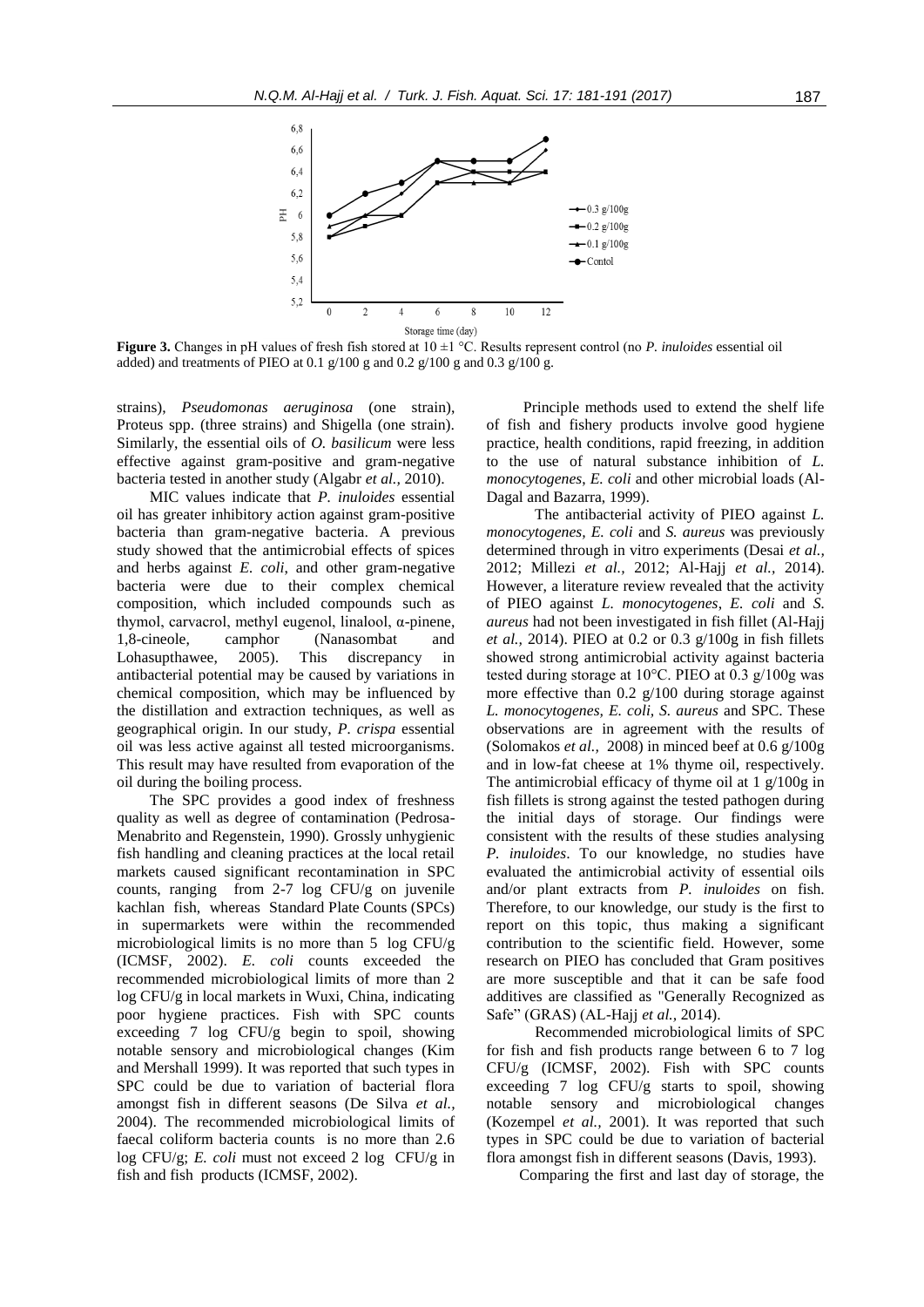**Figure 3.** Changes in pH values of fresh fish stored at 10 ±1 °C. Results represent control (no *P. inuloides* essential oil added) and treatments of PIEO at 0.1 g/100 g and 0.2 g/100 g and 0.3 g/100 g.

strains), *Pseudomonas aeruginosa* (one strain), Proteus spp. (three strains) and Shigella (one strain). Similarly, the essential oils of *O. basilicum* were less effective against gram-positive and gram-negative bacteria tested in another study (Algabr *et al.,* 2010).

MIC values indicate that *P. inuloides* essential oil has greater inhibitory action against gram-positive bacteria than gram-negative bacteria. A previous study showed that the antimicrobial effects of spices and herbs against *E. coli,* and other gram-negative bacteria were due to their complex chemical composition, which included compounds such as thymol, carvacrol, methyl eugenol, linalool, α-pinene, 1,8-cineole, camphor (Nanasombat and Lohasupthawee, 2005). This discrepancy in antibacterial potential may be caused by variations in chemical composition, which may be influenced by the distillation and extraction techniques, as well as geographical origin. In our study, *P. crispa* essential oil was less active against all tested microorganisms. This result may have resulted from evaporation of the oil during the boiling process.

The SPC provides a good index of freshness quality as well as degree of contamination (Pedrosa-Menabrito and Regenstein, 1990). Grossly unhygienic fish handling and cleaning practices at the local retail markets caused significant recontamination in SPC counts, ranging from 2-7 log CFU/g on juvenile kachlan fish, whereas Standard Plate Counts (SPCs) in supermarkets were within the recommended microbiological limits is no more than 5 log CFU/g (ICMSF, 2002). *E. coli* counts exceeded the recommended microbiological limits of more than 2 log CFU/g in local markets in Wuxi, China, indicating poor hygiene practices. Fish with SPC counts exceeding 7 log CFU/g begin to spoil, showing notable sensory and microbiological changes (Kim and Mershall 1999). It was reported that such types in SPC could be due to variation of bacterial flora amongst fish in different seasons (De Silva *et al.,* 2004). The recommended microbiological limits of faecal coliform bacteria counts is no more than 2.6 log CFU/g; *E. coli* must not exceed 2 log CFU/g in fish and fish products (ICMSF, 2002).

Principle methods used to extend the shelf life of fish and fishery products involve good hygiene practice, health conditions, rapid freezing, in addition to the use of natural substance inhibition of *L. monocytogenes*, *E. coli* and other microbial loads (Al-Dagal and Bazarra, 1999).

The antibacterial activity of PIEO against *L. monocytogenes*, *E. coli* and *S. aureus* was previously determined through in vitro experiments (Desai *et al.,* 2012; Millezi *et al.,* 2012; Al-Hajj *et al.,* 2014). However, a literature review revealed that the activity of PIEO against *L. monocytogenes*, *E. coli* and *S. aureus* had not been investigated in fish fillet (Al-Hajj *et al.,* 2014). PIEO at 0.2 or 0.3 g/100g in fish fillets showed strong antimicrobial activity against bacteria tested during storage at 10°C. PIEO at 0.3 g/100g was more effective than 0.2 g/100 during storage against *L. monocytogenes, E. coli, S. aureus* and SPC. These observations are in agreement with the results of (Solomakos *et al.,* 2008) in minced beef at 0.6 g/100g and in low-fat cheese at 1% thyme oil, respectively. The antimicrobial efficacy of thyme oil at 1 g/100g in fish fillets is strong against the tested pathogen during the initial days of storage. Our findings were consistent with the results of these studies analysing *P. inuloides*. To our knowledge, no studies have evaluated the antimicrobial activity of essential oils and/or plant extracts from *P. inuloides* on fish. Therefore, to our knowledge, our study is the first to report on this topic, thus making a significant contribution to the scientific field. However, some research on PIEO has concluded that Gram positives are more susceptible and that it can be safe food additives are classified as "Generally Recognized as Safe" (GRAS) (AL-Hajj *et al.,* 2014).

Recommended microbiological limits of SPC for fish and fish products range between 6 to 7 log CFU/g (ICMSF, 2002). Fish with SPC counts exceeding 7 log CFU/g starts to spoil, showing notable sensory and microbiological changes (Kozempel *et al.,* 2001). It was reported that such types in SPC could be due to variation of bacterial flora amongst fish in different seasons (Davis, 1993).

Comparing the first and last day of storage, the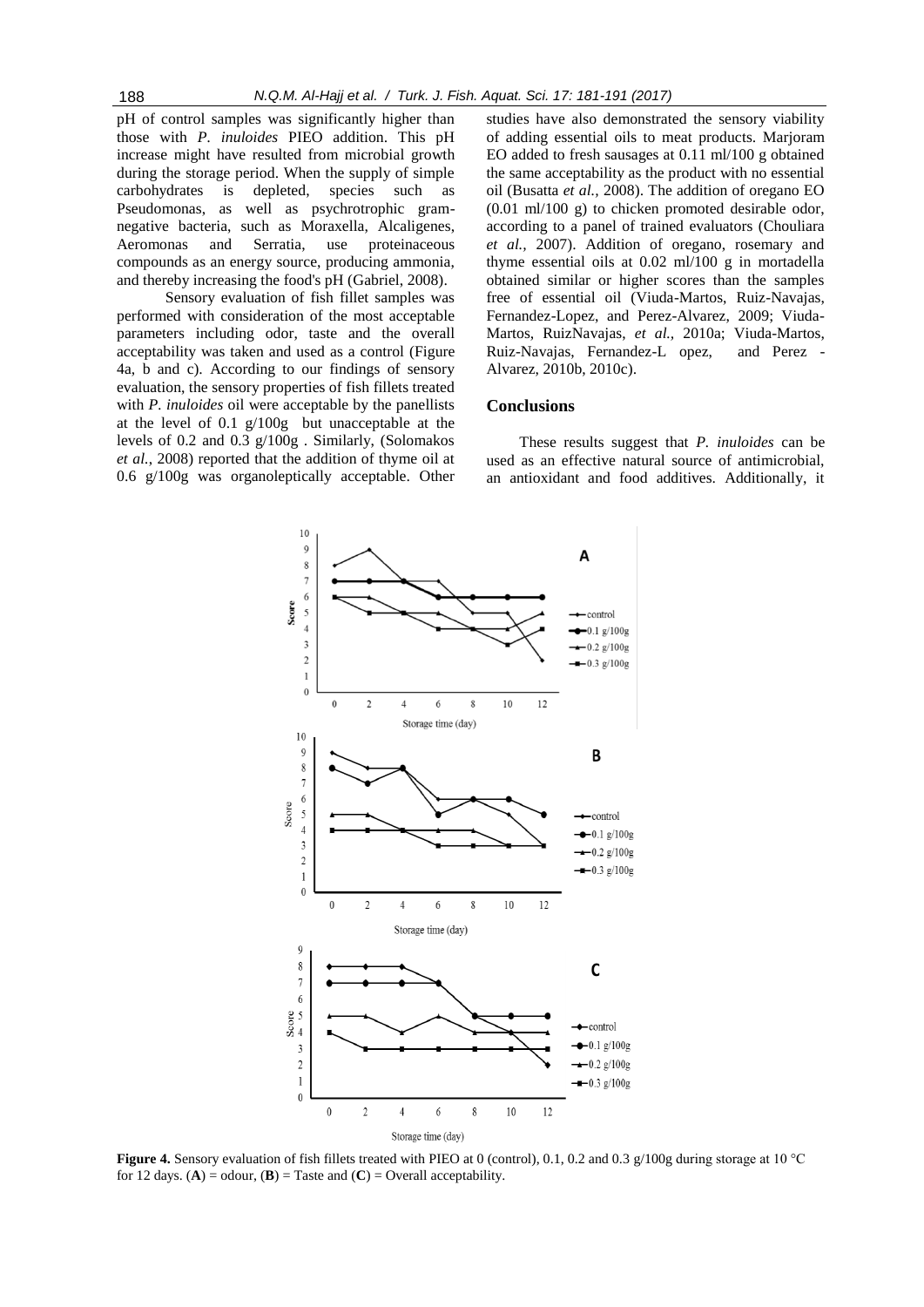pH of control samples was significantly higher than those with *P. inuloides* PIEO addition. This pH increase might have resulted from microbial growth during the storage period. When the supply of simple carbohydrates is depleted, species such as Pseudomonas, as well as psychrotrophic gram-negative bacteria, such as Moraxella, Alcaligenes, Aeromonas and Serratia, use proteinaceous compounds as an energy source, producing ammonia, and thereby increasing the food's pH (Gabriel, 2008).

Sensory evaluation of fish fillet samples was performed with consideration of the most acceptable parameters including odor, taste and the overall acceptability was taken and used as a control (Figure 4a, b and c). According to our findings of sensory evaluation, the sensory properties of fish fillets treated with *P. inuloides* oil were acceptable by the panellists at the level of 0.1 g/100g but unacceptable at the levels of 0.2 and 0.3 g/100g . Similarly, (Solomakos *et al.*, 2008) reported that the addition of thyme oil at 0.6 g/100g was organoleptically acceptable. Other studies have also demonstrated the sensory viability of adding essential oils to meat products. Marjoram EO added to fresh sausages at 0.11 ml/100 g obtained the same acceptability as the product with no essential oil (Busatta *et al.*, 2008). The addition of oregano EO (0.01 ml/100 g) to chicken promoted desirable odor, according to a panel of trained evaluators (Chouliara *et al.*, 2007). Addition of oregano, rosemary and thyme essential oils at 0.02 ml/100 g in mortadella obtained similar or higher scores than the samples free of essential oil (Viuda-Martos, Ruiz-Navajas, Fernandez-Lopez, and Perez-Alvarez, 2009; Viuda-Martos, RuizNavajas, *et al.*, 2010a; Viuda-Martos, Ruiz-Navajas, Fernandez-L opez, and Perez - Alvarez, 2010b, 2010c).

## Conclusions

These results suggest that *P. inuloides* can be used as an effective natural source of antimicrobial, an antioxidant and food additives. Additionally, it

**Figure 4.** Sensory evaluation of fish fillets treated with PIEO at 0 (control), 0.1, 0.2 and 0.3 g/100g during storage at 10 °C for 12 days. (**A**) = odour, (**B**) = Taste and (**C**) = Overall acceptability.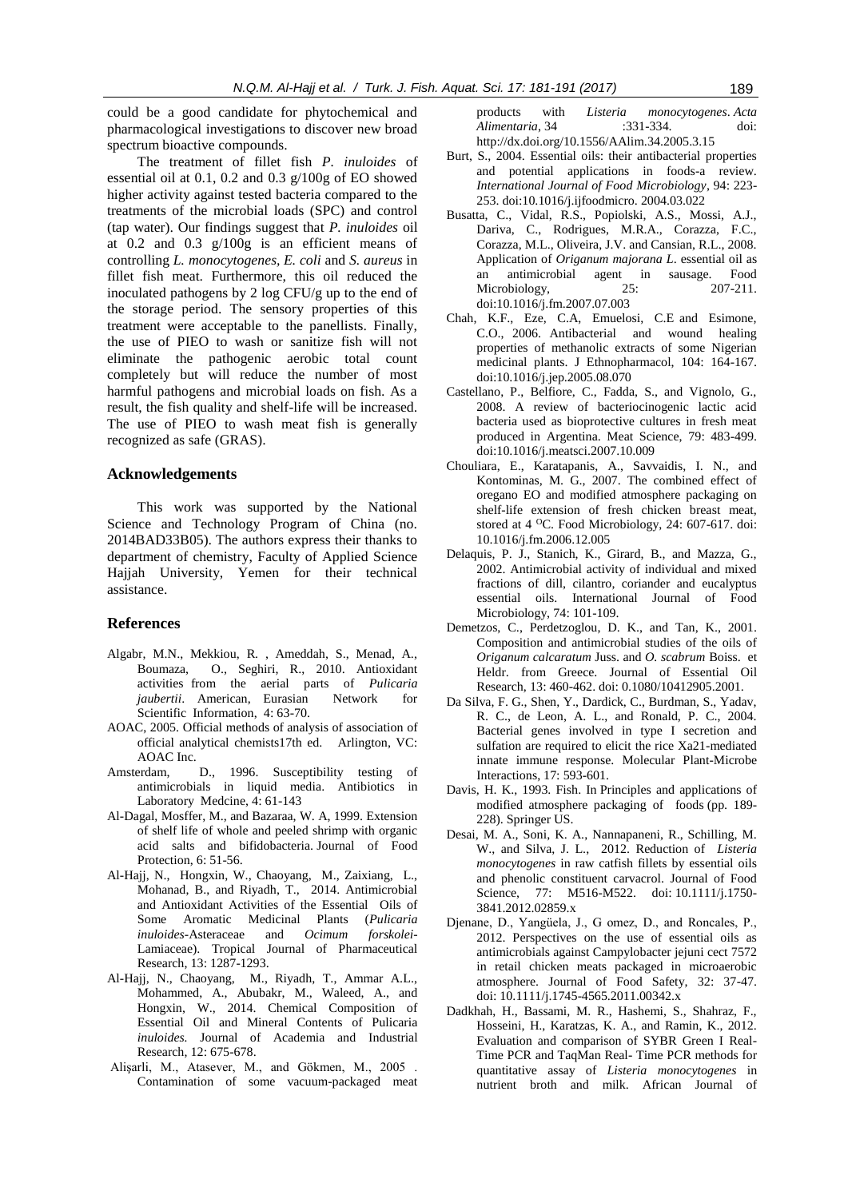could be a good candidate for phytochemical and pharmacological investigations to discover new broad spectrum bioactive compounds.

The treatment of fillet fish *P. inuloides* of essential oil at 0.1, 0.2 and 0.3 g/100g of EO showed higher activity against tested bacteria compared to the treatments of the microbial loads (SPC) and control (tap water). Our findings suggest that *P. inuloides* oil at 0.2 and 0.3 g/100g is an efficient means of controlling *L. monocytogenes*, *E. coli* and *S. aureus* in fillet fish meat. Furthermore, this oil reduced the inoculated pathogens by 2 log CFU/g up to the end of the storage period. The sensory properties of this treatment were acceptable to the panellists. Finally, the use of PIEO to wash or sanitize fish will not eliminate the pathogenic aerobic total count completely but will reduce the number of most harmful pathogens and microbial loads on fish. As a result, the fish quality and shelf-life will be increased. The use of PIEO to wash meat fish is generally recognized as safe (GRAS).

## Acknowledgements

This work was supported by the National Science and Technology Program of China (no. 2014BAD33B05). The authors express their thanks to department of chemistry, Faculty of Applied Science Hajjah University, Yemen for their technical assistance.

## References

- Algabr, M.N., Mekkiou, R. , Ameddah, S., Menad, A., Boumaza, O., Seghiri, R., 2010. Antioxidant activities from the aerial parts of *Pulicaria jaubertii*. American, Eurasian Network for Scientific Information, 4: 63-70.
- AOAC, 2005. Official methods of analysis of association of official analytical chemists17th ed. Arlington, VC: AOAC Inc.
- Amsterdam, D., 1996. Susceptibility testing of antimicrobials in liquid media. Antibiotics in Laboratory Medcine, 4: 61-143
- Al-Dagal, Mosffer, M., and Bazaraa, W. A, 1999. Extension of shelf life of whole and peeled shrimp with organic acid salts and bifidobacteria. Journal of Food Protection, 6: 51-56.
- Al-Hajj, N., Hongxin, W., Chaoyang, M., Zaixiang, L., Mohanad, B., and Riyadh, T., 2014. Antimicrobial and Antioxidant Activities of the Essential Oils of Some Aromatic Medicinal Plants (*Pulicaria inuloides*-Asteraceae and *Ocimum forskolei*-Lamiaceae). Tropical Journal of Pharmaceutical Research, 13: 1287-1293.
- Al-Hajj, N., Chaoyang, M., Riyadh, T., Ammar A.L., Mohammed, A., Abubakr, M., Waleed, A., and Hongxin, W., 2014. Chemical Composition of Essential Oil and Mineral Contents of Pulicaria *inuloides.* Journal of Academia and Industrial Research, 12: 675-678.
- Alişarli, M., Atasever, M., and Gökmen, M., 2005 . Contamination of some vacuum-packaged meat products with *Listeria monocytogenes*. *Acta Alimentaria*, 34 :331-334. doi: http://dx.doi.org/10.1556/AAlim.34.2005.3.15
- Burt, S., 2004. Essential oils: their antibacterial properties and potential applications in foods-a review. *International Journal of Food Microbiology*, 94: 223-253. doi:10.1016/j.ijfoodmicro. 2004.03.022
- Busatta, C., Vidal, R.S., Popiolski, A.S., Mossi, A.J., Dariva, C., Rodrigues, M.R.A., Corazza, F.C., Corazza, M.L., Oliveira, J.V. and Cansian, R.L., 2008. Application of *Origanum majorana L.* essential oil as an antimicrobial agent in sausage. Food Microbiology, 25: 207-211. doi:10.1016/j.fm.2007.07.003
- Chah, K.F., Eze, C.A, Emuelosi, C.E and Esimone, C.O., 2006. Antibacterial and wound healing properties of methanolic extracts of some Nigerian medicinal plants. J Ethnopharmacol, 104: 164-167. doi:10.1016/j.jep.2005.08.070
- Castellano, P., Belfiore, C., Fadda, S., and Vignolo, G., 2008. A review of bacteriocinogenic lactic acid bacteria used as bioprotective cultures in fresh meat produced in Argentina. Meat Science, 79: 483-499. doi:10.1016/j.meatsci.2007.10.009
- Chouliara, E., Karatapanis, A., Savvaidis, I. N., and Kontominas, M. G., 2007. The combined effect of oregano EO and modified atmosphere packaging on shelf-life extension of fresh chicken breast meat, stored at 4 ᴼC. Food Microbiology, 24: 607-617. doi: 10.1016/j.fm.2006.12.005
- Delaquis, P. J., Stanich, K., Girard, B., and Mazza, G., 2002. Antimicrobial activity of individual and mixed fractions of dill, cilantro, coriander and eucalyptus essential oils. International Journal of Food Microbiology, 74: 101-109.
- Demetzos, C., Perdetzoglou, D. K., and Tan, K., 2001. Composition and antimicrobial studies of the oils of *Origanum calcaratum* Juss. and *O. scabrum* Boiss. et Heldr. from Greece. Journal of Essential Oil Research, 13: 460-462. doi: 0.1080/10412905.2001.
- Da Silva, F. G., Shen, Y., Dardick, C., Burdman, S., Yadav, R. C., de Leon, A. L., and Ronald, P. C., 2004. Bacterial genes involved in type I secretion and sulfation are required to elicit the rice Xa21-mediated innate immune response. Molecular Plant-Microbe Interactions, 17: 593-601.
- Davis, H. K., 1993. Fish. In Principles and applications of modified atmosphere packaging of foods (pp. 189-228). Springer US.
- Desai, M. A., Soni, K. A., Nannapaneni, R., Schilling, M. W., and Silva, J. L., 2012. Reduction of *Listeria monocytogenes* in raw catfish fillets by essential oils and phenolic constituent carvacrol. Journal of Food Science, 77: M516-M522. doi: 10.1111/j.1750-3841.2012.02859.x
- Djenane, D., Yangüela, J., G omez, D., and Roncales, P., 2012. Perspectives on the use of essential oils as antimicrobials against Campylobacter jejuni cect 7572 in retail chicken meats packaged in microaerobic atmosphere. Journal of Food Safety, 32: 37-47. doi: 10.1111/j.1745-4565.2011.00342.x
- Dadkhah, H., Bassami, M. R., Hashemi, S., Shahraz, F., Hosseini, H., Karatzas, K. A., and Ramin, K., 2012. Evaluation and comparison of SYBR Green I Real-Time PCR and TaqMan Real- Time PCR methods for quantitative assay of *Listeria monocytogenes* in nutrient broth and milk. African Journal of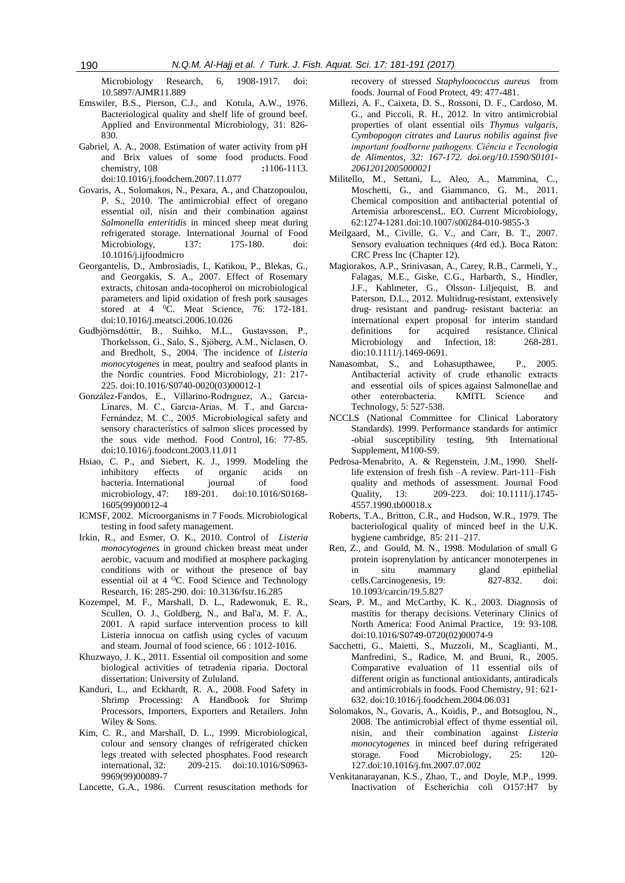Microbiology Research, 6, 1908-1917. doi: 10.5897/AJMR11.889

Emswiler, B.S., Pierson, C.J., and Kotula, A.W., 1976. Bacteriological quality and shelf life of ground beef. Applied and Environmental Microbiology, 31: 826-830.

Gabriel, A. A., 2008. Estimation of water activity from pH and Brix values of some food products. Food chemistry, 108 :1106-1113. doi:10.1016/j.foodchem.2007.11.077

Govaris, A., Solomakos, N., Pexara, A., and Chatzopoulou, P. S., 2010. The antimicrobial effect of oregano essential oil, nisin and their combination against *Salmonella enteritidis* in minced sheep meat during refrigerated storage. International Journal of Food Microbiology, 137: 175-180. doi: 10.1016/j.ijfoodmicro

Georgantelis, D., Ambrosiadis, I., Katikou, P., Blekas, G., and Georgakis, S. A., 2007. Effect of Rosemary extracts, chitosan anda-tocopherol on microbiological parameters and lipid oxidation of fresh pork sausages stored at 4 $^{0}$C. Meat Science, 76: 172-181. doi:10.1016/j.meatsci.2006.10.026

Gudbjörnsdóttir, B., Suihko, M.L., Gustavsson, P., Thorkelsson, G., Salo, S., Sjöberg, A.M., Niclasen, O. and Bredholt, S., 2004. The incidence of *Listeria monocytogenes* in meat, poultry and seafood plants in the Nordic countries. Food Microbiology, 21: 217-225. doi:10.1016/S0740-0020(03)00012-1

González-Fandos, E., Villarino-Rodrıguez, A., Garcıa-Linares, M. C., Garcıa-Arias, M. T., and Garcıa-Fernández, M. C., 2005. Microbiological safety and sensory characteristics of salmon slices processed by the sous vide method. Food Control, 16: 77-85. doi:10.1016/j.foodcont.2003.11.011

Hsiao, C. P., and Siebert, K. J., 1999. Modeling the inhibitory effects of organic acids on bacteria. International journal of food microbiology, 47: 189-201. doi:10.1016/S0168-1605(99)00012-4

ICMSF, 2002. Microorganisms in 7 Foods. Microbiological testing in food safety management.

Irkin, R., and Esmer, O. K., 2010. Control of *Listeria monocytogenes* in ground chicken breast meat under aerobic, vacuum and modified at mosphere packaging conditions with or without the presence of bay essential oil at 4 $^{O}$C. Food Science and Technology Research, 16: 285-290. doi: 10.3136/fstr.16.285

Kozempel, M. F., Marshall, D. L., Radewonuk, E. R., Scullen, O. J., Goldberg, N., and Bal'a, M. F. A., 2001. A rapid surface intervention process to kill Listeria innocua on catfish using cycles of vacuum and steam. Journal of food science, 66 : 1012-1016.

Khuzwayo, J. K., 2011. Essential oil composition and some biological activities of tetradenia riparia. Doctoral dissertation: University of Zululand.

Kanduri, L., and Eckhardt, R. A., 2008. Food Safety in Shrimp Processing: A Handbook for Shrimp Processors, Importers, Exporters and Retailers. John Wiley & Sons.

Kim, C. R., and Marshall, D. L., 1999. Microbiological, colour and sensory changes of refrigerated chicken legs treated with selected phosphates. Food research international, 32: 209-215. doi:10.1016/S0963-9969(99)00089-7

Lancette, G.A., 1986. Current resuscitation methods for recovery of stressed *Staphyloococcus aureus* from foods. Journal of Food Protect, 49: 477-481.

Millezi, A. F., Caixeta, D. S., Rossoni, D. F., Cardoso, M. G., and Piccoli, R. H., 2012. In vitro antimicrobial properties of olant essential oils *Thymus vulgaris, Cymbopogon citrates and Laurus nobilis against five important foodborne pathogens. Ciência e Tecnologia de Alimentos, 32: 167-172. doi.org/10.1590/S0101-20612012005000021*

Militello, M., Settani, L., Aleo, A., Mammina, C., Moschetti, G., and Giammanco, G. M., 2011. Chemical composition and antibacterial potential of Artemisia arborescensL. EO. Current Microbiology, 62:1274-1281.doi:10.1007/s00284-010-9855-3

Meilgaard, M., Civille, G. V., and Carr, B. T., 2007. Sensory evaluation techniques (4rd ed.). Boca Raton: CRC Press Inc (Chapter 12).

Magiorakos, A.P., Srinivasan, A., Carey, R.B., Carmeli, Y., Falagas, M.E., Giske, C.G., Harbarth, S., Hindler, J.F., Kahlmeter, G., Olsson‐ Liljequist, B. and Paterson, D.L., 2012. Multidrug‐resistant, extensively drug‐ resistant and pandrug‐ resistant bacteria: an international expert proposal for interim standard definitions for acquired resistance. Clinical Microbiology and Infection, 18: 268-281. dio:10.1111/j.1469-0691.

Nanasombat, S., and Lohasupthawee, P., 2005. Antibacterial activity of crude ethanolic extracts and essential oils of spices against Salmonellae and other enterobacteria. KMITL Science and Technology, 5: 527-538.

NCCLS (National Committee for Clinical Laboratory Standards). 1999. Performance standards for antimicr -obial susceptibility testing, 9th International Supplement, M100-S9.

Pedrosa-Menabrito, A. & Regenstein, J.M., 1990. Shelf-life extension of fresh fish –A review. Part-111–Fish quality and methods of assessment. Journal Food Quality, 13: 209-223. doi: 10.1111/j.1745-4557.1990.tb00018.x

Roberts, T.A., Britton, C.R., and Hudson, W.R., 1979. The bacteriological quality of minced beef in the U.K. hygiene cambridge, 85: 211–217.

Ren, Z., and Gould, M. N., 1998. Modulation of small G protein isoprenylation by anticancer monoterpenes in in situ mammary gland epithelial cells.Carcinogenesis, 19: 827-832. doi: 10.1093/carcin/19.5.827

Sears, P. M., and McCarthy, K. K., 2003. Diagnosis of mastitis for therapy decisions. Veterinary Clinics of North America: Food Animal Practice, 19: 93-108. doi:10.1016/S0749-0720(02)00074-9

Sacchetti, G., Maietti, S., Muzzoli, M., Scaglianti, M., Manfredini, S., Radice, M. and Bruni, R., 2005. Comparative evaluation of 11 essential oils of different origin as functional antioxidants, antiradicals and antimicrobials in foods. Food Chemistry, 91: 621-632. doi:10.1016/j.foodchem.2004.06.031

Solomakos, N., Govaris, A., Koidis, P., and Botsoglou, N., 2008. The antimicrobial effect of thyme essential oil, nisin, and their combination against *Listeria monocytogenes* in minced beef during refrigerated storage. Food Microbiology, 25: 120-127.doi:10.1016/j.fm.2007.07.002

Venkitanarayanan, K.S., Zhao, T., and Doyle, M.P., 1999. Inactivation of Escherichia coli O157:H7 by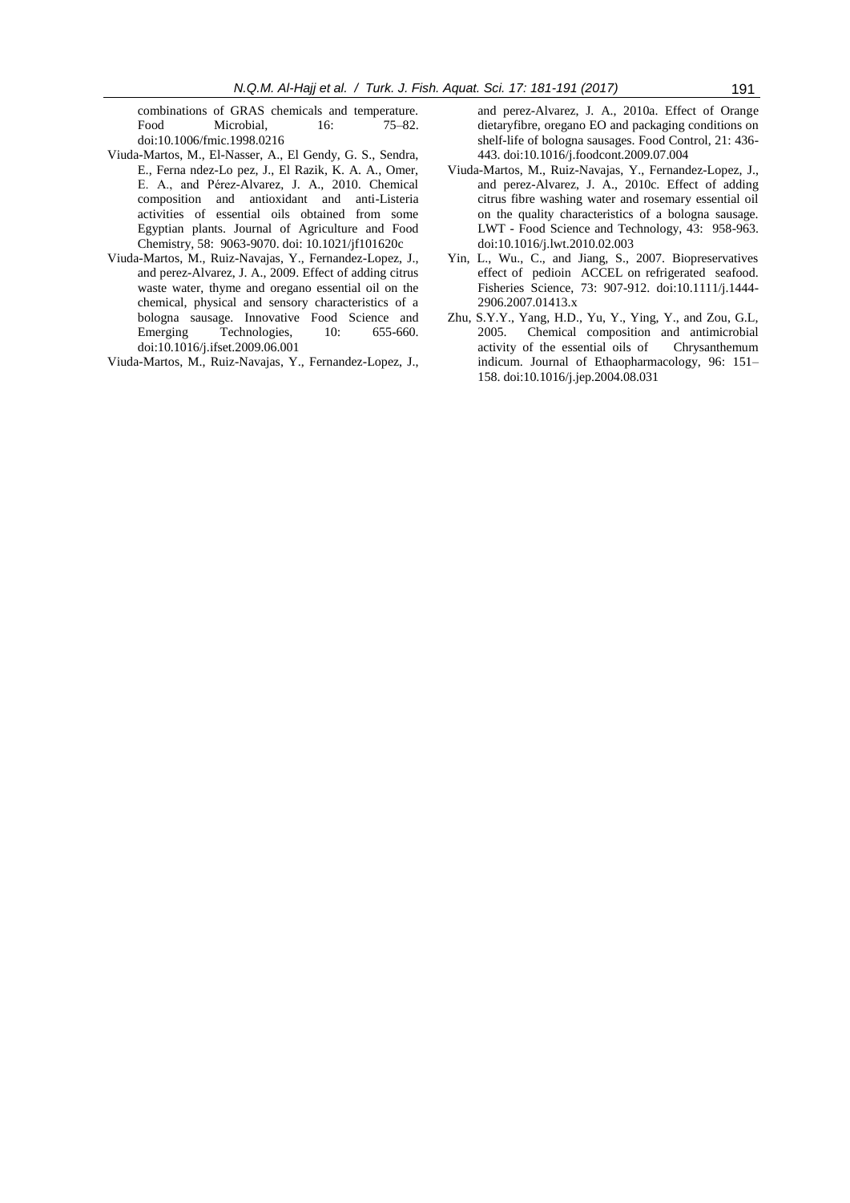combinations of GRAS chemicals and temperature. Food Microbial, 16: 75–82. doi:10.1006/fmic.1998.0216

Viuda-Martos, M., El-Nasser, A., El Gendy, G. S., Sendra, E., Ferna ndez-Lo pez, J., El Razik, K. A. A., Omer, E. A., and Pérez-Alvarez, J. A., 2010. Chemical composition and antioxidant and anti-Listeria activities of essential oils obtained from some Egyptian plants. Journal of Agriculture and Food Chemistry, 58: 9063-9070. doi: 10.1021/jf101620c

Viuda-Martos, M., Ruiz-Navajas, Y., Fernandez-Lopez, J., and perez-Alvarez, J. A., 2009. Effect of adding citrus waste water, thyme and oregano essential oil on the chemical, physical and sensory characteristics of a bologna sausage. Innovative Food Science and Emerging Technologies, 10: 655-660. doi:10.1016/j.ifset.2009.06.001

Viuda-Martos, M., Ruiz-Navajas, Y., Fernandez-Lopez, J., and perez-Alvarez, J. A., 2010a. Effect of Orange dietaryfibre, oregano EO and packaging conditions on shelf-life of bologna sausages. Food Control, 21: 436-443. doi:10.1016/j.foodcont.2009.07.004

Viuda-Martos, M., Ruiz-Navajas, Y., Fernandez-Lopez, J., and perez-Alvarez, J. A., 2010c. Effect of adding citrus fibre washing water and rosemary essential oil on the quality characteristics of a bologna sausage. LWT - Food Science and Technology, 43: 958-963. doi:10.1016/j.lwt.2010.02.003

Yin, L., Wu., C., and Jiang, S., 2007. Biopreservatives effect of pedioin ACCEL on refrigerated seafood. Fisheries Science, 73: 907-912. doi:10.1111/j.1444-2906.2007.01413.x

Zhu, S.Y.Y., Yang, H.D., Yu, Y., Ying, Y., and Zou, G.L, 2005. Chemical composition and antimicrobial activity of the essential oils of Chrysanthemum indicum. Journal of Ethaopharmacology, 96: 151–158. doi:10.1016/j.jep.2004.08.031